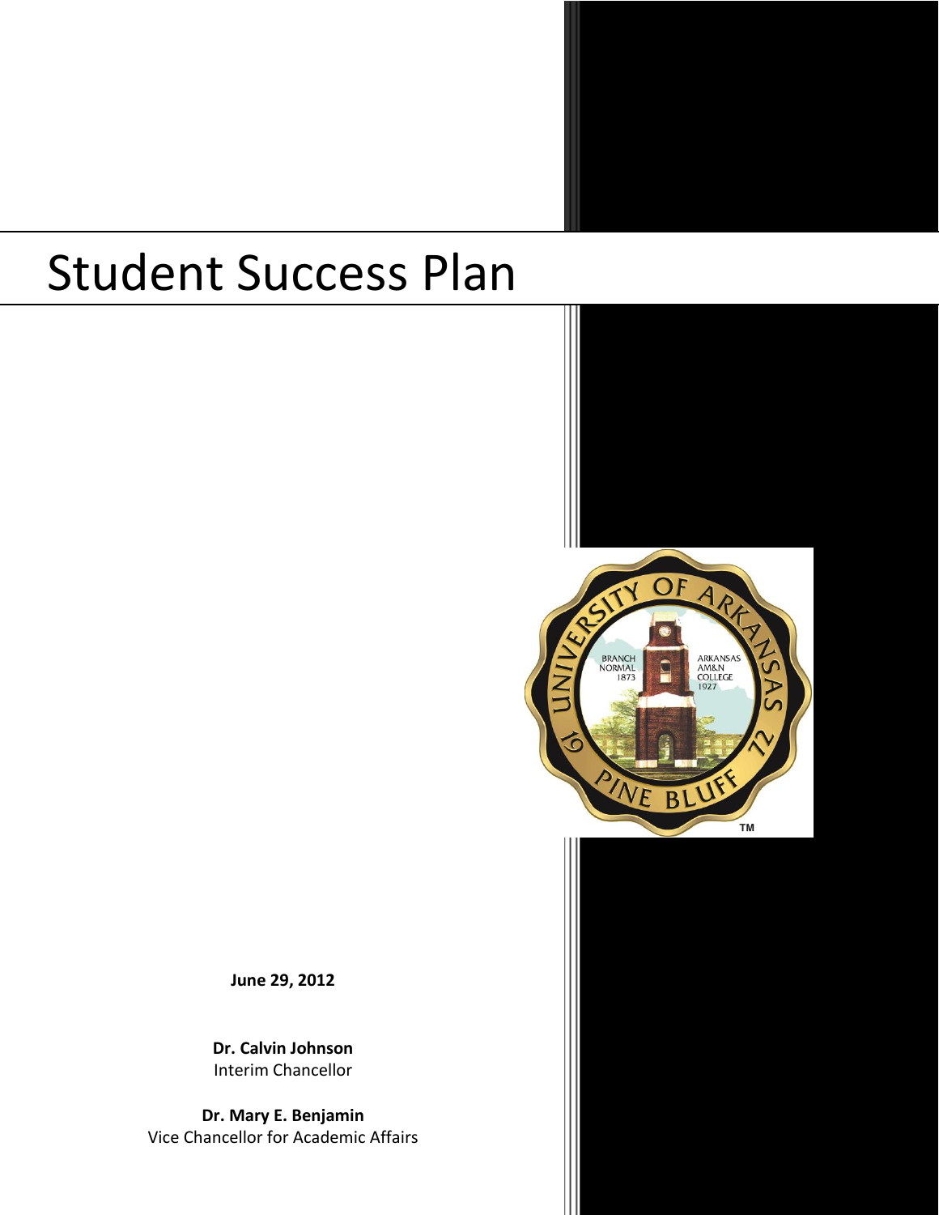# Student Success Plan

**June 29, 2012**

**Dr. Calvin Johnson**
Interim Chancellor

**Dr. Mary E. Benjamin**
Vice Chancellor for Academic Affairs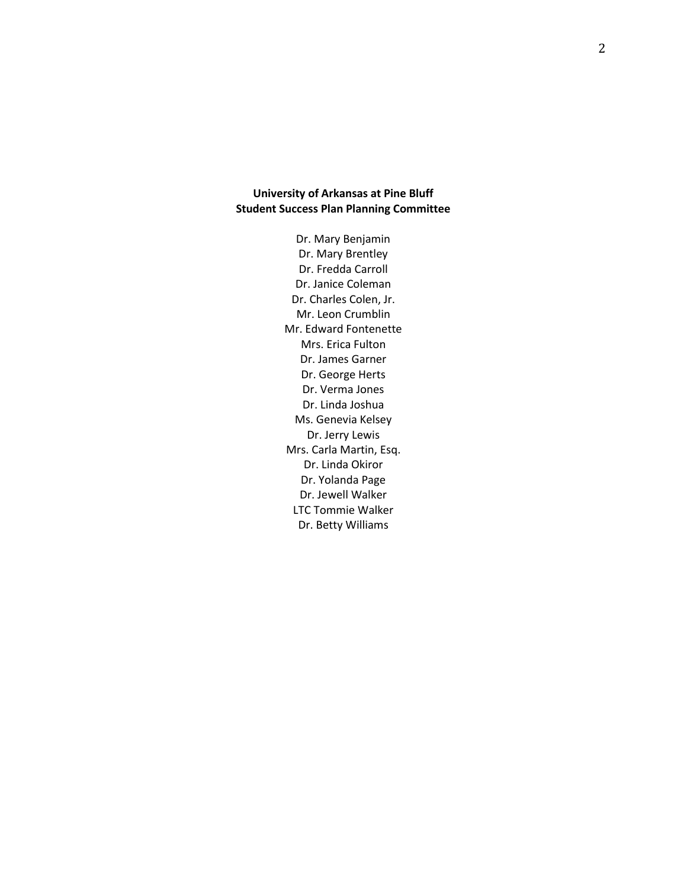**University of Arkansas at Pine Bluff**
**Student Success Plan Planning Committee**

Dr. Mary Benjamin
Dr. Mary Brentley
Dr. Fredda Carroll
Dr. Janice Coleman
Dr. Charles Colen, Jr.
Mr. Leon Crumblin
Mr. Edward Fontenette
Mrs. Erica Fulton
Dr. James Garner
Dr. George Herts
Dr. Verma Jones
Dr. Linda Joshua
Ms. Genevia Kelsey
Dr. Jerry Lewis
Mrs. Carla Martin, Esq.
Dr. Linda Okiror
Dr. Yolanda Page
Dr. Jewell Walker
LTC Tommie Walker
Dr. Betty Williams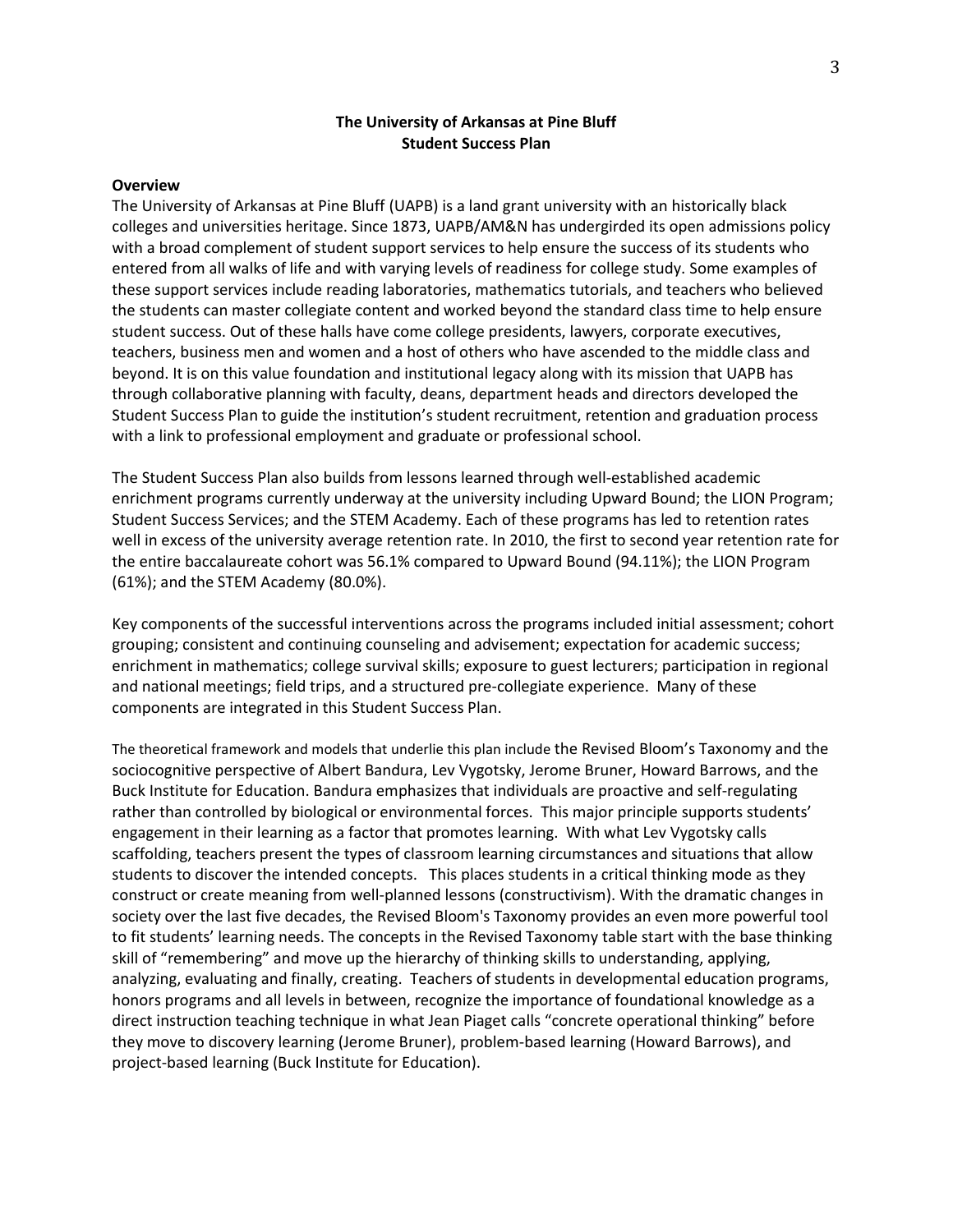**The University of Arkansas at Pine Bluff**
**Student Success Plan**

**Overview**

The University of Arkansas at Pine Bluff (UAPB) is a land grant university with an historically black colleges and universities heritage. Since 1873, UAPB/AM&N has undergirded its open admissions policy with a broad complement of student support services to help ensure the success of its students who entered from all walks of life and with varying levels of readiness for college study. Some examples of these support services include reading laboratories, mathematics tutorials, and teachers who believed the students can master collegiate content and worked beyond the standard class time to help ensure student success. Out of these halls have come college presidents, lawyers, corporate executives, teachers, business men and women and a host of others who have ascended to the middle class and beyond. It is on this value foundation and institutional legacy along with its mission that UAPB has through collaborative planning with faculty, deans, department heads and directors developed the Student Success Plan to guide the institution's student recruitment, retention and graduation process with a link to professional employment and graduate or professional school.

The Student Success Plan also builds from lessons learned through well-established academic enrichment programs currently underway at the university including Upward Bound; the LION Program; Student Success Services; and the STEM Academy. Each of these programs has led to retention rates well in excess of the university average retention rate. In 2010, the first to second year retention rate for the entire baccalaureate cohort was 56.1% compared to Upward Bound (94.11%); the LION Program (61%); and the STEM Academy (80.0%).

Key components of the successful interventions across the programs included initial assessment; cohort grouping; consistent and continuing counseling and advisement; expectation for academic success; enrichment in mathematics; college survival skills; exposure to guest lecturers; participation in regional and national meetings; field trips, and a structured pre-collegiate experience. Many of these components are integrated in this Student Success Plan.

The theoretical framework and models that underlie this plan include the Revised Bloom's Taxonomy and the sociocognitive perspective of Albert Bandura, Lev Vygotsky, Jerome Bruner, Howard Barrows, and the Buck Institute for Education. Bandura emphasizes that individuals are proactive and self-regulating rather than controlled by biological or environmental forces. This major principle supports students' engagement in their learning as a factor that promotes learning. With what Lev Vygotsky calls scaffolding, teachers present the types of classroom learning circumstances and situations that allow students to discover the intended concepts. This places students in a critical thinking mode as they construct or create meaning from well-planned lessons (constructivism). With the dramatic changes in society over the last five decades, the Revised Bloom's Taxonomy provides an even more powerful tool to fit students' learning needs. The concepts in the Revised Taxonomy table start with the base thinking skill of "remembering" and move up the hierarchy of thinking skills to understanding, applying, analyzing, evaluating and finally, creating. Teachers of students in developmental education programs, honors programs and all levels in between, recognize the importance of foundational knowledge as a direct instruction teaching technique in what Jean Piaget calls "concrete operational thinking" before they move to discovery learning (Jerome Bruner), problem-based learning (Howard Barrows), and project-based learning (Buck Institute for Education).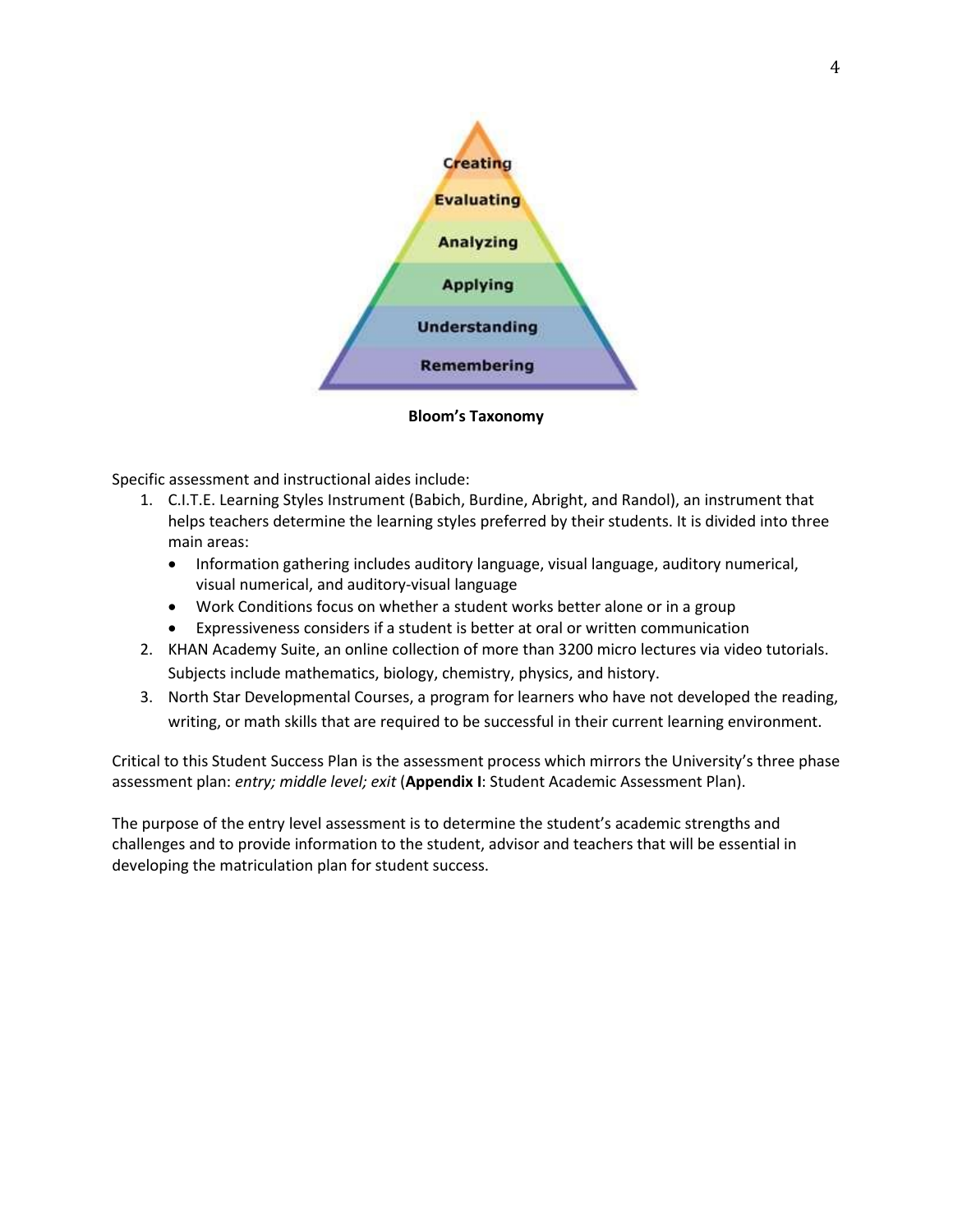**Bloom's Taxonomy**

Specific assessment and instructional aides include:

1. C.I.T.E. Learning Styles Instrument (Babich, Burdine, Abright, and Randol), an instrument that helps teachers determine the learning styles preferred by their students. It is divided into three main areas:
   - Information gathering includes auditory language, visual language, auditory numerical, visual numerical, and auditory-visual language
   - Work Conditions focus on whether a student works better alone or in a group
   - Expressiveness considers if a student is better at oral or written communication
2. KHAN Academy Suite, an online collection of more than 3200 micro lectures via video tutorials. Subjects include mathematics, biology, chemistry, physics, and history.
3. North Star Developmental Courses, a program for learners who have not developed the reading, writing, or math skills that are required to be successful in their current learning environment.

Critical to this Student Success Plan is the assessment process which mirrors the University's three phase assessment plan: *entry; middle level; exit* (**Appendix I**: Student Academic Assessment Plan).

The purpose of the entry level assessment is to determine the student's academic strengths and challenges and to provide information to the student, advisor and teachers that will be essential in developing the matriculation plan for student success.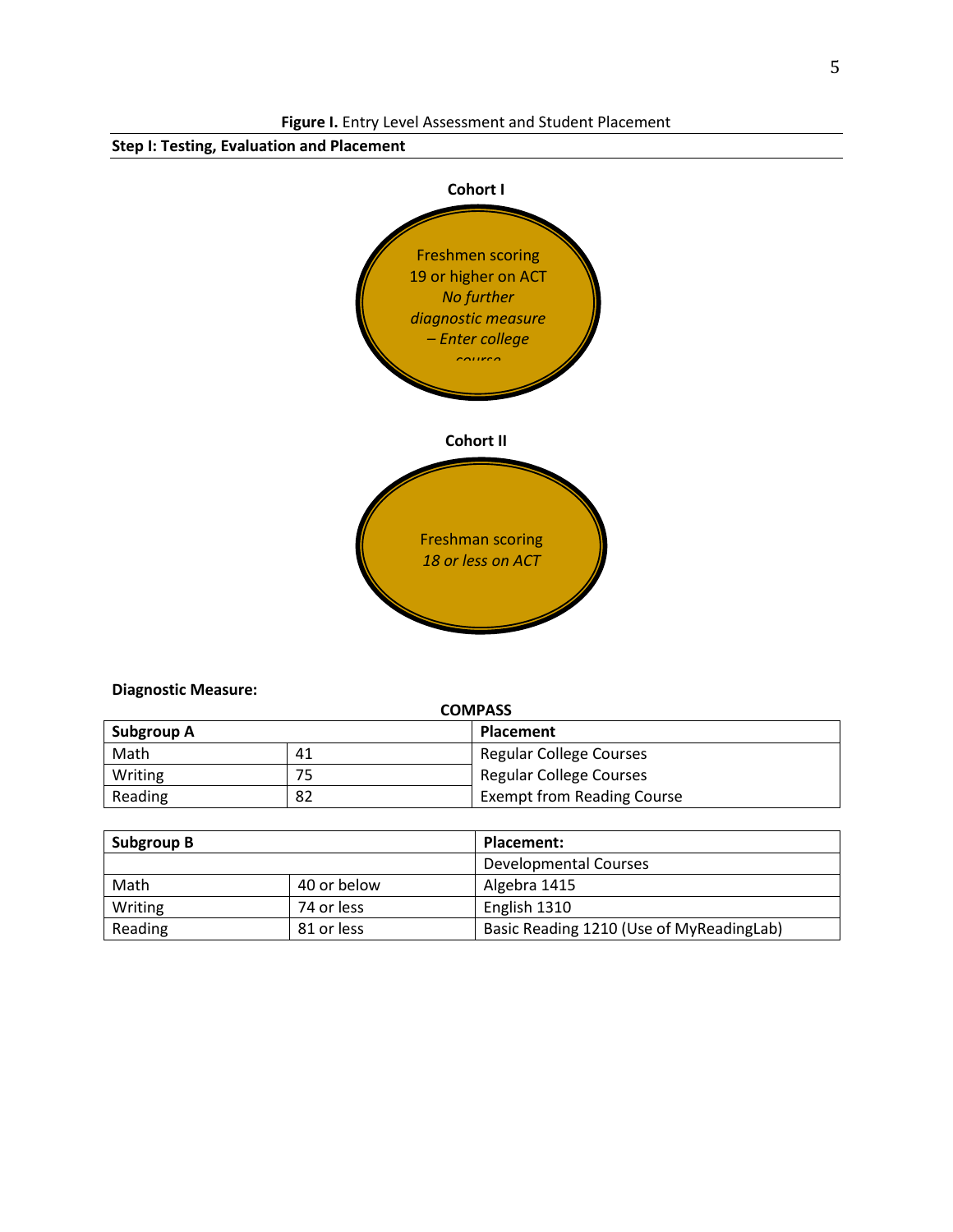**Figure I.** Entry Level Assessment and Student Placement

**Step I: Testing, Evaluation and Placement**

**Cohort I**

Freshmen scoring 19 or higher on ACT
*No further diagnostic measure – Enter college course*

**Cohort II**

Freshman scoring
*18 or less on ACT*

**Diagnostic Measure:**

**COMPASS**

| **Subgroup A** | | **Placement** |
|---|---|---|
| Math | 41 | Regular College Courses |
| Writing | 75 | Regular College Courses |
| Reading | 82 | Exempt from Reading Course |

| **Subgroup B** | | **Placement:** |
|---|---|---|
| | | Developmental Courses |
| Math | 40 or below | Algebra 1415 |
| Writing | 74 or less | English 1310 |
| Reading | 81 or less | Basic Reading 1210 (Use of MyReadingLab) |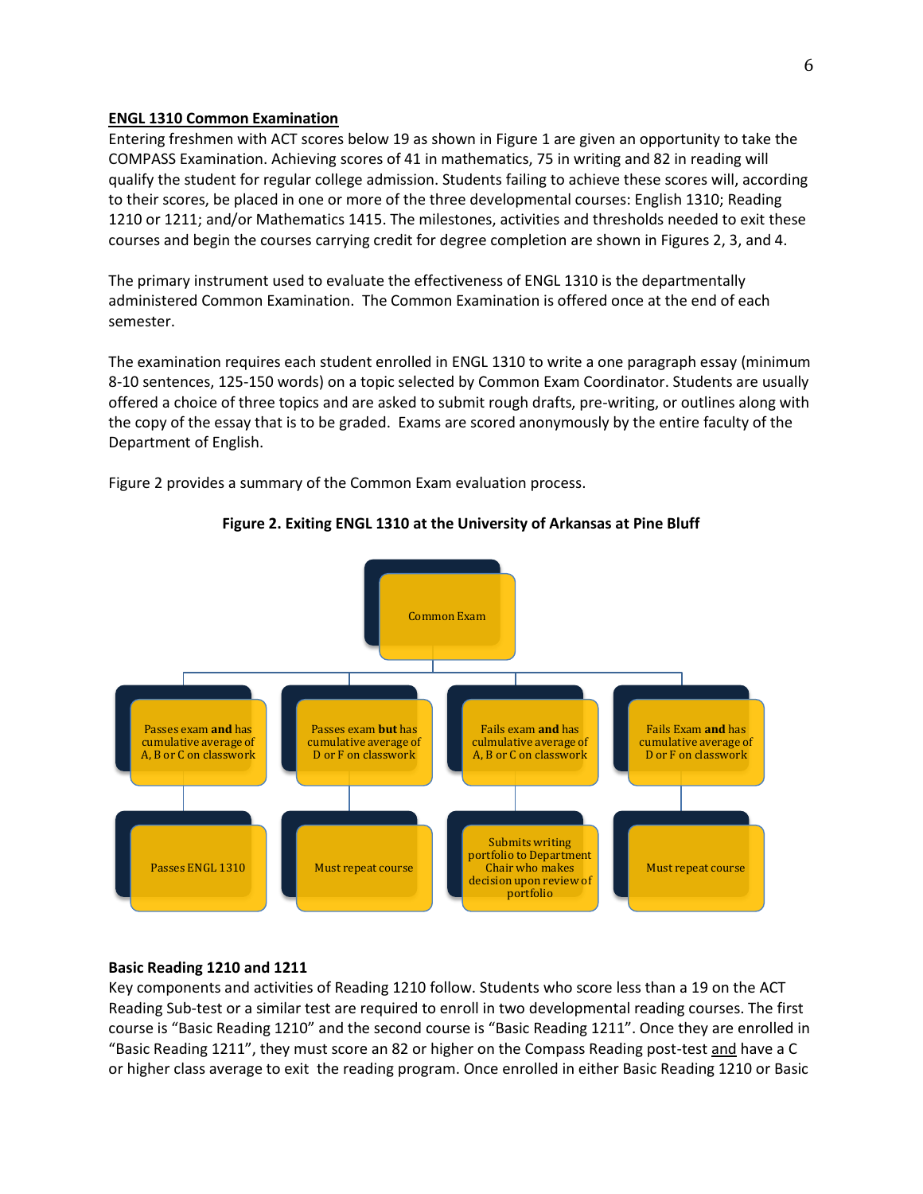## ENGL 1310 Common Examination

Entering freshmen with ACT scores below 19 as shown in Figure 1 are given an opportunity to take the COMPASS Examination. Achieving scores of 41 in mathematics, 75 in writing and 82 in reading will qualify the student for regular college admission. Students failing to achieve these scores will, according to their scores, be placed in one or more of the three developmental courses: English 1310; Reading 1210 or 1211; and/or Mathematics 1415. The milestones, activities and thresholds needed to exit these courses and begin the courses carrying credit for degree completion are shown in Figures 2, 3, and 4.

The primary instrument used to evaluate the effectiveness of ENGL 1310 is the departmentally administered Common Examination. The Common Examination is offered once at the end of each semester.

The examination requires each student enrolled in ENGL 1310 to write a one paragraph essay (minimum 8-10 sentences, 125-150 words) on a topic selected by Common Exam Coordinator. Students are usually offered a choice of three topics and are asked to submit rough drafts, pre-writing, or outlines along with the copy of the essay that is to be graded. Exams are scored anonymously by the entire faculty of the Department of English.

Figure 2 provides a summary of the Common Exam evaluation process.

**Figure 2. Exiting ENGL 1310 at the University of Arkansas at Pine Bluff**

Common Exam

- Passes exam **and** has cumulative average of A, B or C on classwork → Passes ENGL 1310
- Passes exam **but** has cumulative average of D or F on classwork → Must repeat course
- Fails exam **and** has culmulative average of A, B or C on classwork → Submits writing portfolio to Department Chair who makes decision upon review of portfolio
- Fails Exam **and** has cumulative average of D or F on classwork → Must repeat course

**Basic Reading 1210 and 1211**

Key components and activities of Reading 1210 follow. Students who score less than a 19 on the ACT Reading Sub-test or a similar test are required to enroll in two developmental reading courses. The first course is "Basic Reading 1210" and the second course is "Basic Reading 1211". Once they are enrolled in "Basic Reading 1211", they must score an 82 or higher on the Compass Reading post-test <u>and</u> have a C or higher class average to exit the reading program. Once enrolled in either Basic Reading 1210 or Basic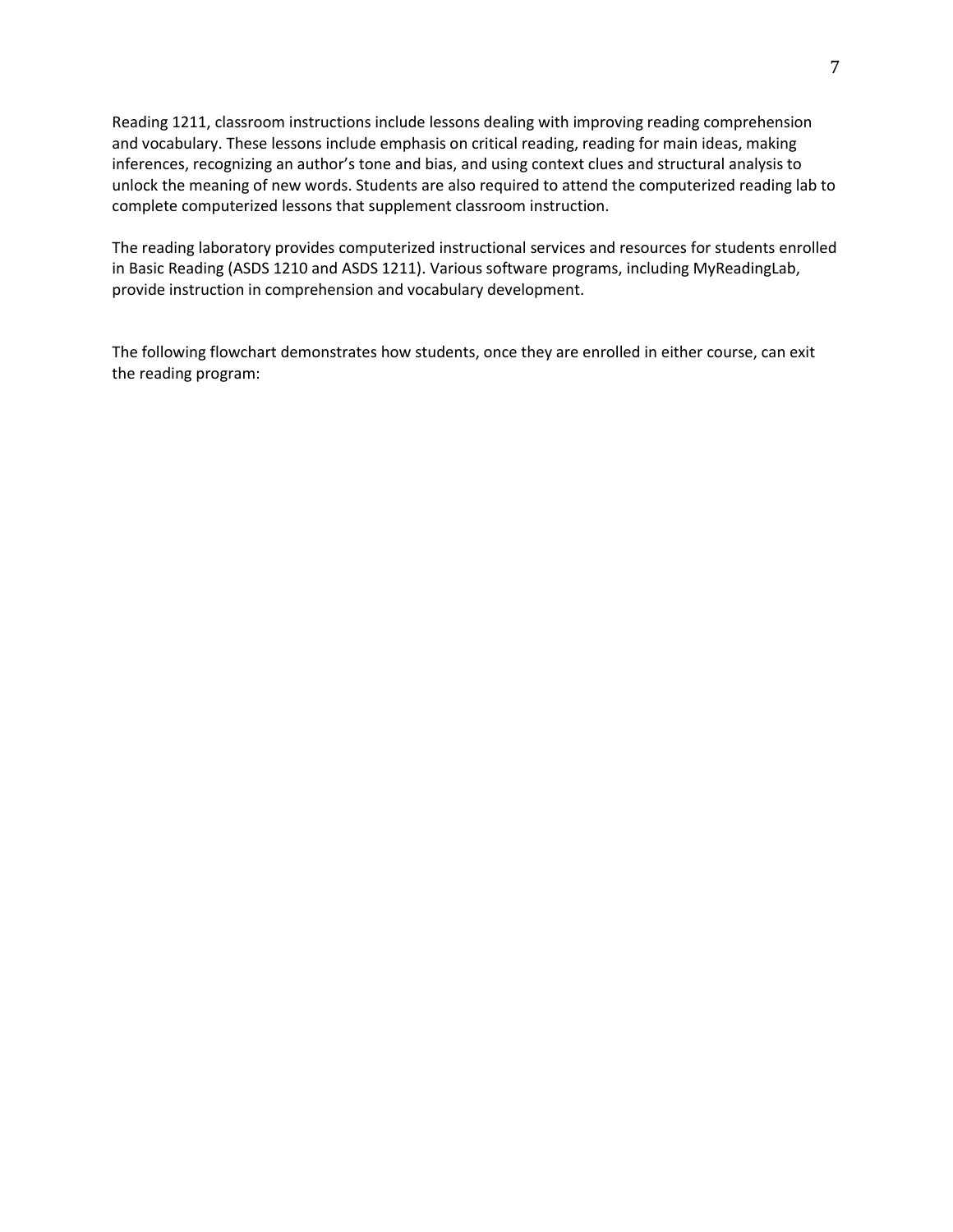Reading 1211, classroom instructions include lessons dealing with improving reading comprehension and vocabulary. These lessons include emphasis on critical reading, reading for main ideas, making inferences, recognizing an author's tone and bias, and using context clues and structural analysis to unlock the meaning of new words. Students are also required to attend the computerized reading lab to complete computerized lessons that supplement classroom instruction.

The reading laboratory provides computerized instructional services and resources for students enrolled in Basic Reading (ASDS 1210 and ASDS 1211). Various software programs, including MyReadingLab, provide instruction in comprehension and vocabulary development.

The following flowchart demonstrates how students, once they are enrolled in either course, can exit the reading program: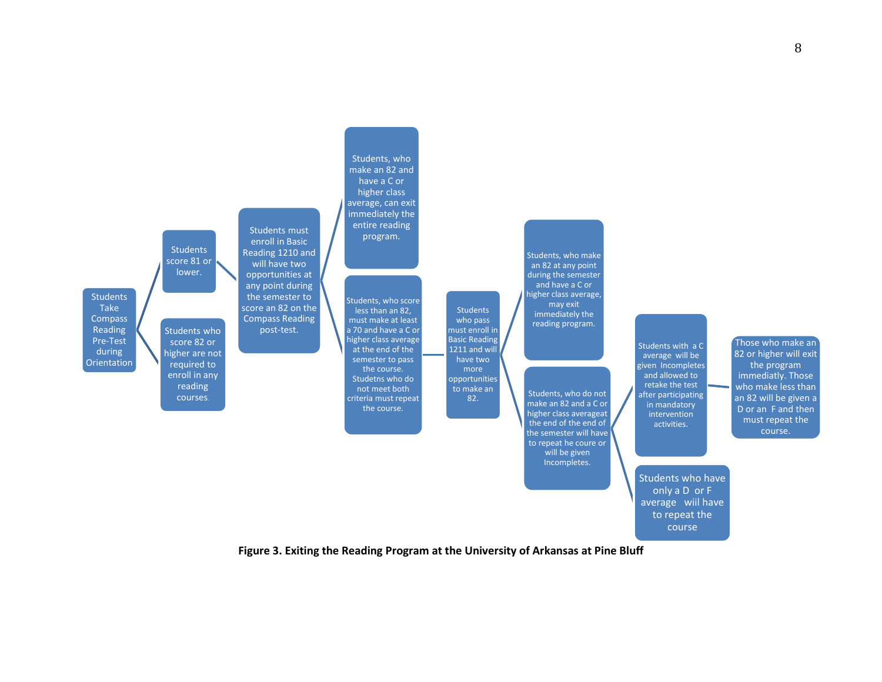Students Take Compass Reading Pre-Test during Orientation

- Students score 81 or lower.
  - Students must enroll in Basic Reading 1210 and will have two opportunities at any point during the semester to score an 82 on the Compass Reading post-test.
    - Students, who make an 82 and have a C or higher class average, can exit immediately the entire reading program.
    - Students, who score less than an 82, must make at least a 70 and have a C or higher class average at the end of the semester to pass the course. Studetns who do not meet both criteria must repeat the course.
      - Students who pass must enroll in Basic Reading 1211 and will have two more opportunities to make an 82.
        - Students, who make an 82 at any point during the semester and have a C or higher class average, may exit immediately the reading program.
        - Students, who do not make an 82 and a C or higher class averageat the end of the semester will have to repeat he coure or will be given Incompletes.
          - Students with a C average will be given Incompletes and allowed to retake the test after participating in mandatory intervention activities.
            - Those who make an 82 or higher will exit the program immediatly. Those who make less than an 82 will be given a D or an F and then must repeat the course.
          - Students who have only a D or F average wiil have to repeat the course
- Students who score 82 or higher are not required to enroll in any reading courses.

**Figure 3. Exiting the Reading Program at the University of Arkansas at Pine Bluff**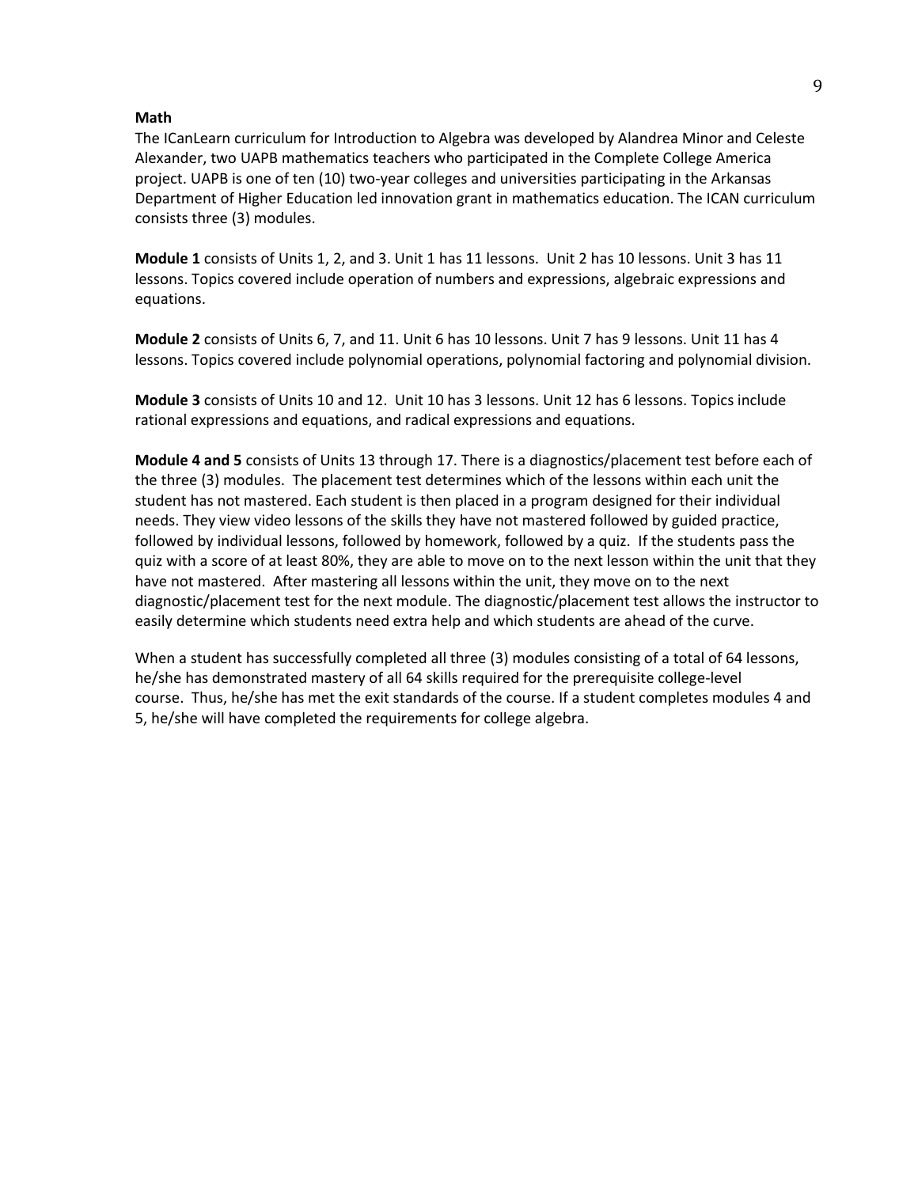**Math**

The ICanLearn curriculum for Introduction to Algebra was developed by Alandrea Minor and Celeste Alexander, two UAPB mathematics teachers who participated in the Complete College America project. UAPB is one of ten (10) two-year colleges and universities participating in the Arkansas Department of Higher Education led innovation grant in mathematics education. The ICAN curriculum consists three (3) modules.

**Module 1** consists of Units 1, 2, and 3. Unit 1 has 11 lessons. Unit 2 has 10 lessons. Unit 3 has 11 lessons. Topics covered include operation of numbers and expressions, algebraic expressions and equations.

**Module 2** consists of Units 6, 7, and 11. Unit 6 has 10 lessons. Unit 7 has 9 lessons. Unit 11 has 4 lessons. Topics covered include polynomial operations, polynomial factoring and polynomial division.

**Module 3** consists of Units 10 and 12. Unit 10 has 3 lessons. Unit 12 has 6 lessons. Topics include rational expressions and equations, and radical expressions and equations.

**Module 4 and 5** consists of Units 13 through 17. There is a diagnostics/placement test before each of the three (3) modules. The placement test determines which of the lessons within each unit the student has not mastered. Each student is then placed in a program designed for their individual needs. They view video lessons of the skills they have not mastered followed by guided practice, followed by individual lessons, followed by homework, followed by a quiz. If the students pass the quiz with a score of at least 80%, they are able to move on to the next lesson within the unit that they have not mastered. After mastering all lessons within the unit, they move on to the next diagnostic/placement test for the next module. The diagnostic/placement test allows the instructor to easily determine which students need extra help and which students are ahead of the curve.

When a student has successfully completed all three (3) modules consisting of a total of 64 lessons, he/she has demonstrated mastery of all 64 skills required for the prerequisite college-level course. Thus, he/she has met the exit standards of the course. If a student completes modules 4 and 5, he/she will have completed the requirements for college algebra.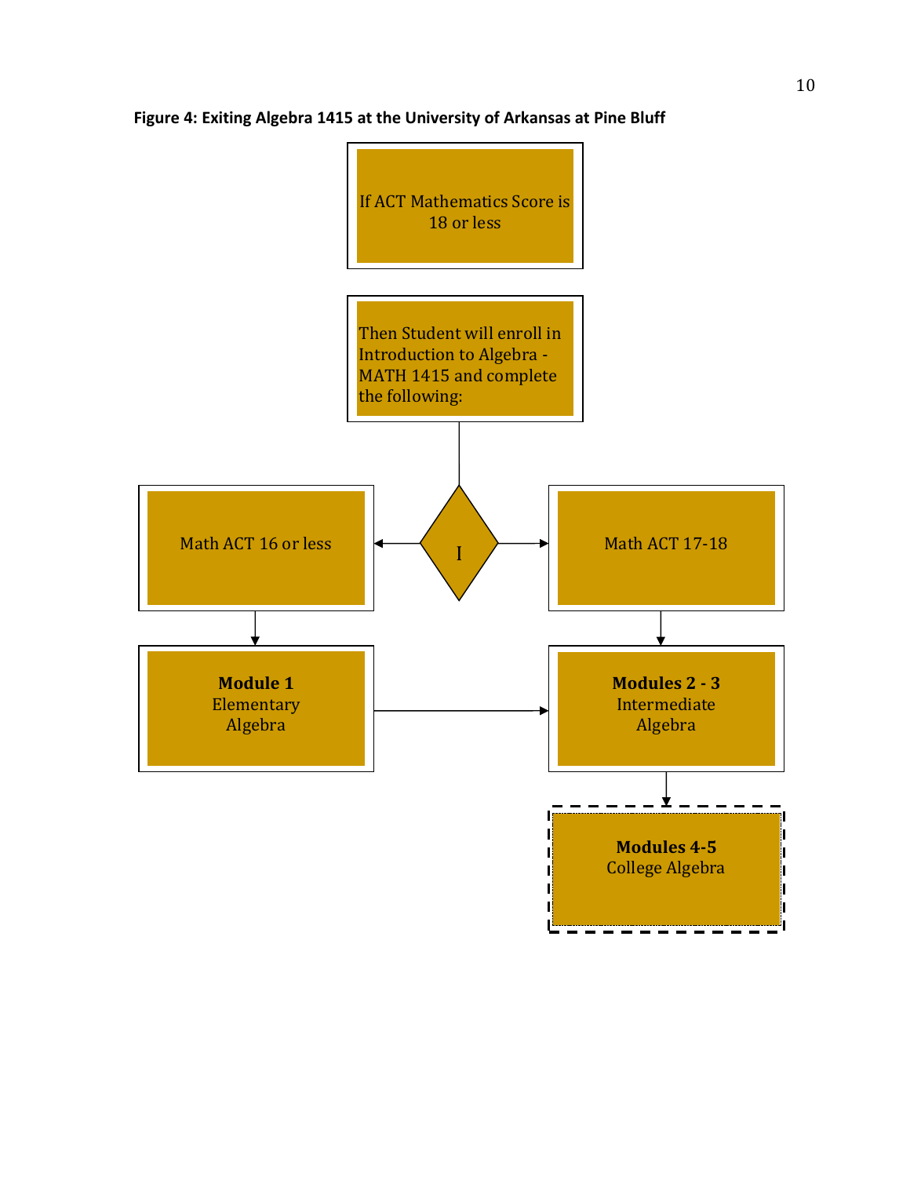**Figure 4: Exiting Algebra 1415 at the University of Arkansas at Pine Bluff**

If ACT Mathematics Score is 18 or less

Then Student will enroll in Introduction to Algebra - MATH 1415 and complete the following:

I

Math ACT 16 or less

Math ACT 17-18

**Module 1**
Elementary Algebra

**Modules 2 - 3**
Intermediate Algebra

**Modules 4-5**
College Algebra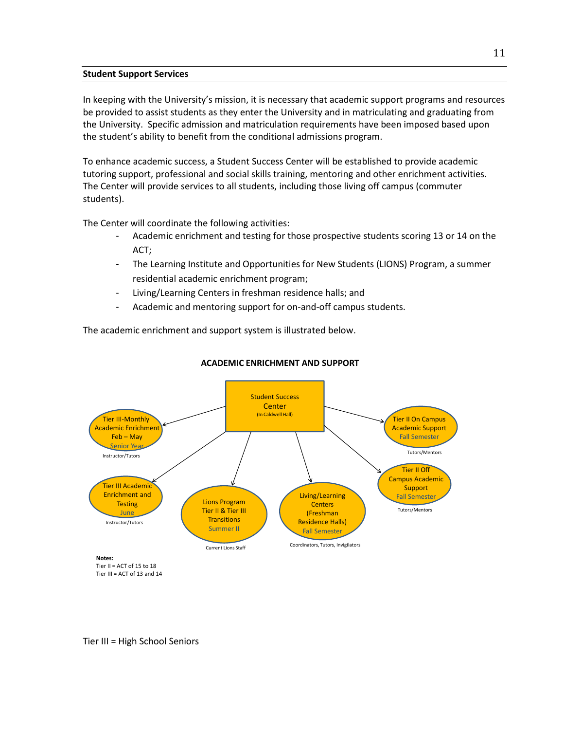## Student Support Services

In keeping with the University's mission, it is necessary that academic support programs and resources be provided to assist students as they enter the University and in matriculating and graduating from the University. Specific admission and matriculation requirements have been imposed based upon the student's ability to benefit from the conditional admissions program.

To enhance academic success, a Student Success Center will be established to provide academic tutoring support, professional and social skills training, mentoring and other enrichment activities. The Center will provide services to all students, including those living off campus (commuter students).

The Center will coordinate the following activities:

- Academic enrichment and testing for those prospective students scoring 13 or 14 on the ACT;
- The Learning Institute and Opportunities for New Students (LIONS) Program, a summer residential academic enrichment program;
- Living/Learning Centers in freshman residence halls; and
- Academic and mentoring support for on-and-off campus students.

The academic enrichment and support system is illustrated below.

**ACADEMIC ENRICHMENT AND SUPPORT**

Student Success Center (In Caldwell Hall)

- Tier III-Monthly Academic Enrichment Feb – May Senior Year — Instructor/Tutors
- Tier III Academic Enrichment and Testing June — Instructor/Tutors
- Lions Program Tier II & Tier III Transitions Summer II — Current Lions Staff
- Living/Learning Centers (Freshman Residence Halls) Fall Semester — Coordinators, Tutors, Invigilators
- Tier II Off Campus Academic Support Fall Semester — Tutors/Mentors
- Tier II On Campus Academic Support Fall Semester — Tutors/Mentors

**Notes:**
Tier II = ACT of 15 to 18
Tier III = ACT of 13 and 14

Tier III = High School Seniors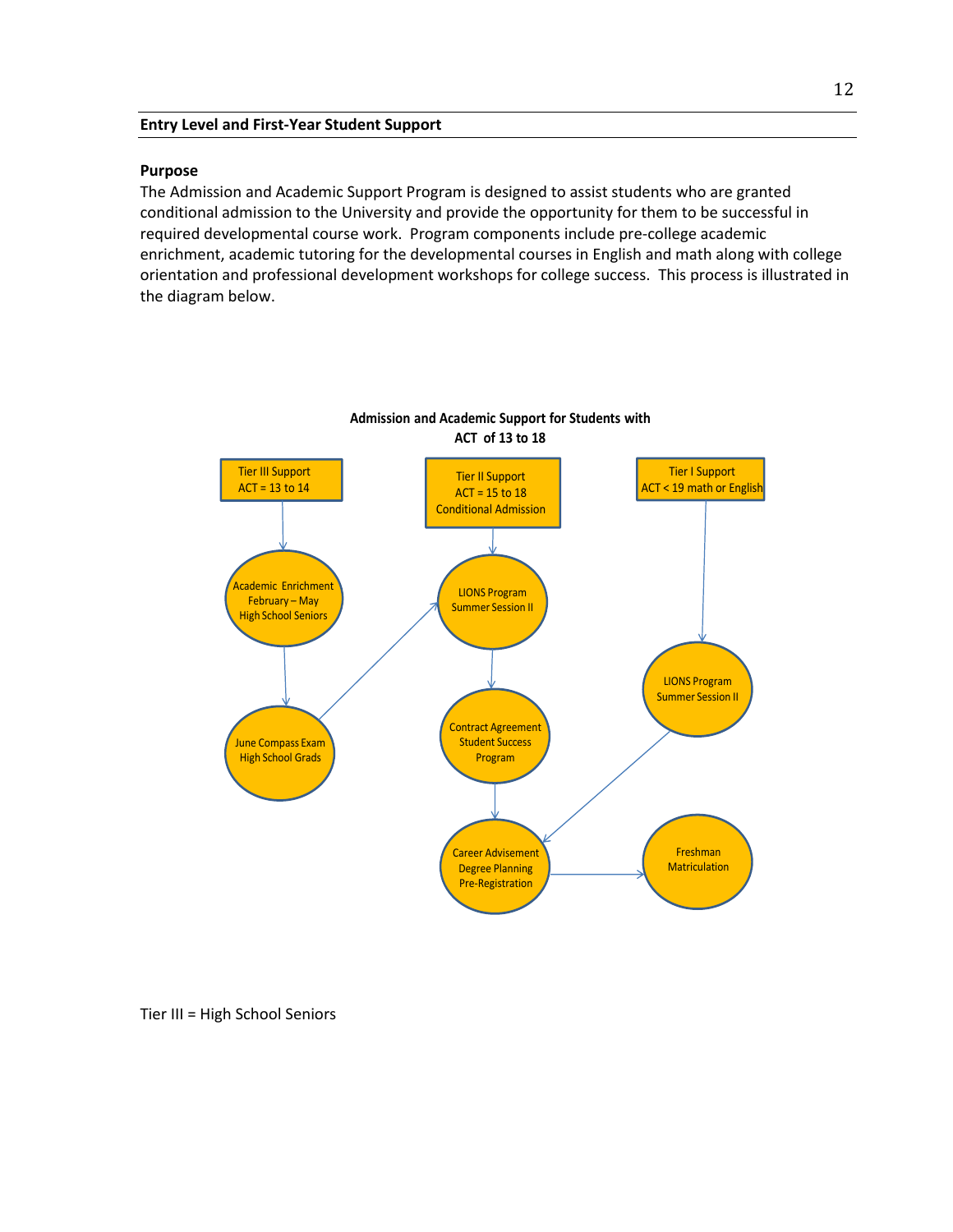## Entry Level and First-Year Student Support

### Purpose

The Admission and Academic Support Program is designed to assist students who are granted conditional admission to the University and provide the opportunity for them to be successful in required developmental course work. Program components include pre-college academic enrichment, academic tutoring for the developmental courses in English and math along with college orientation and professional development workshops for college success. This process is illustrated in the diagram below.

**Admission and Academic Support for Students with ACT of 13 to 18**

Tier III Support
ACT = 13 to 14

Academic Enrichment
February – May
High School Seniors

June Compass Exam
High School Grads

Tier II Support
ACT = 15 to 18
Conditional Admission

LIONS Program
Summer Session II

Contract Agreement
Student Success
Program

Career Advisement
Degree Planning
Pre-Registration

Tier I Support
ACT < 19 math or English

LIONS Program
Summer Session II

Freshman
Matriculation

Tier III = High School Seniors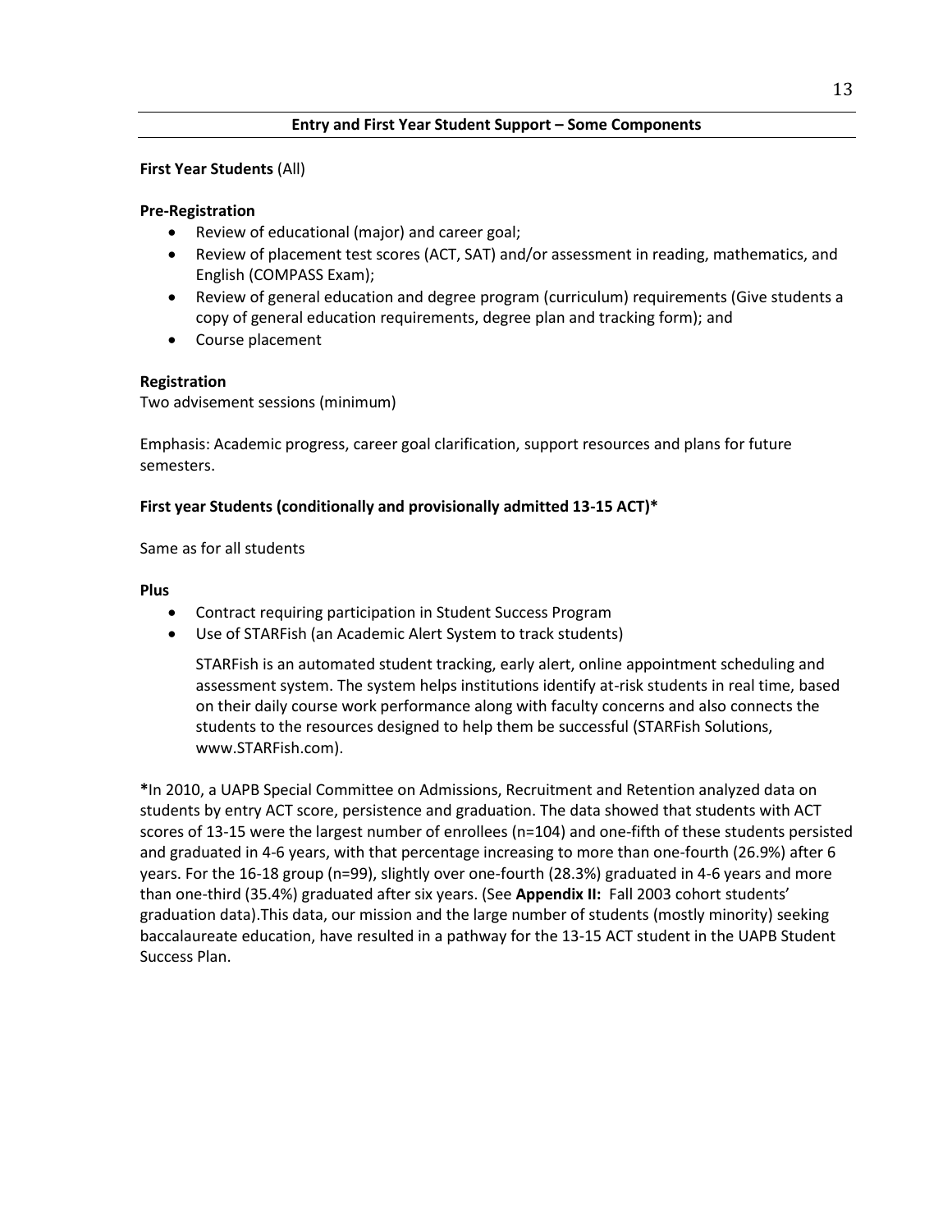## Entry and First Year Student Support – Some Components

**First Year Students** (All)

**Pre-Registration**

- Review of educational (major) and career goal;
- Review of placement test scores (ACT, SAT) and/or assessment in reading, mathematics, and English (COMPASS Exam);
- Review of general education and degree program (curriculum) requirements (Give students a copy of general education requirements, degree plan and tracking form); and
- Course placement

**Registration**

Two advisement sessions (minimum)

Emphasis: Academic progress, career goal clarification, support resources and plans for future semesters.

**First year Students (conditionally and provisionally admitted 13-15 ACT)***

Same as for all students

**Plus**

- Contract requiring participation in Student Success Program
- Use of STARFish (an Academic Alert System to track students)

  STARFish is an automated student tracking, early alert, online appointment scheduling and assessment system. The system helps institutions identify at-risk students in real time, based on their daily course work performance along with faculty concerns and also connects the students to the resources designed to help them be successful (STARFish Solutions, www.STARFish.com).

***In 2010, a UAPB Special Committee on Admissions, Recruitment and Retention analyzed data on students by entry ACT score, persistence and graduation. The data showed that students with ACT scores of 13-15 were the largest number of enrollees (n=104) and one-fifth of these students persisted and graduated in 4-6 years, with that percentage increasing to more than one-fourth (26.9%) after 6 years. For the 16-18 group (n=99), slightly over one-fourth (28.3%) graduated in 4-6 years and more than one-third (35.4%) graduated after six years. (See **Appendix II:** Fall 2003 cohort students' graduation data).This data, our mission and the large number of students (mostly minority) seeking baccalaureate education, have resulted in a pathway for the 13-15 ACT student in the UAPB Student Success Plan.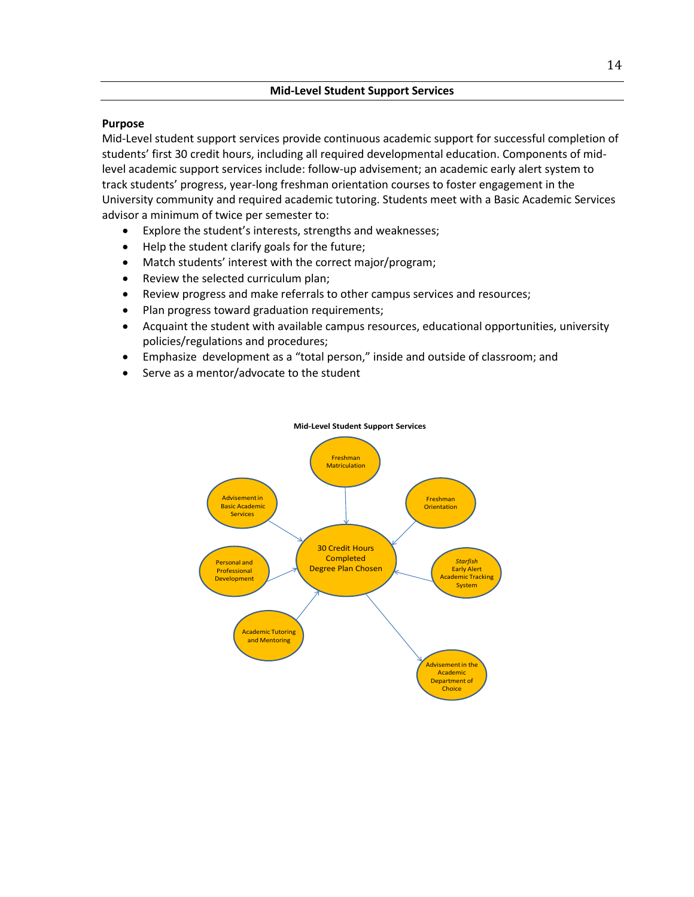## Mid-Level Student Support Services

**Purpose**

Mid-Level student support services provide continuous academic support for successful completion of students' first 30 credit hours, including all required developmental education. Components of mid-level academic support services include: follow-up advisement; an academic early alert system to track students' progress, year-long freshman orientation courses to foster engagement in the University community and required academic tutoring. Students meet with a Basic Academic Services advisor a minimum of twice per semester to:

- Explore the student's interests, strengths and weaknesses;
- Help the student clarify goals for the future;
- Match students' interest with the correct major/program;
- Review the selected curriculum plan;
- Review progress and make referrals to other campus services and resources;
- Plan progress toward graduation requirements;
- Acquaint the student with available campus resources, educational opportunities, university policies/regulations and procedures;
- Emphasize development as a "total person," inside and outside of classroom; and
- Serve as a mentor/advocate to the student

**Mid-Level Student Support Services**

Freshman Matriculation

Advisement in Basic Academic Services

Freshman Orientation

30 Credit Hours Completed Degree Plan Chosen

Personal and Professional Development

*Starfish* Early Alert Academic Tracking System

Academic Tutoring and Mentoring

Advisement in the Academic Department of Choice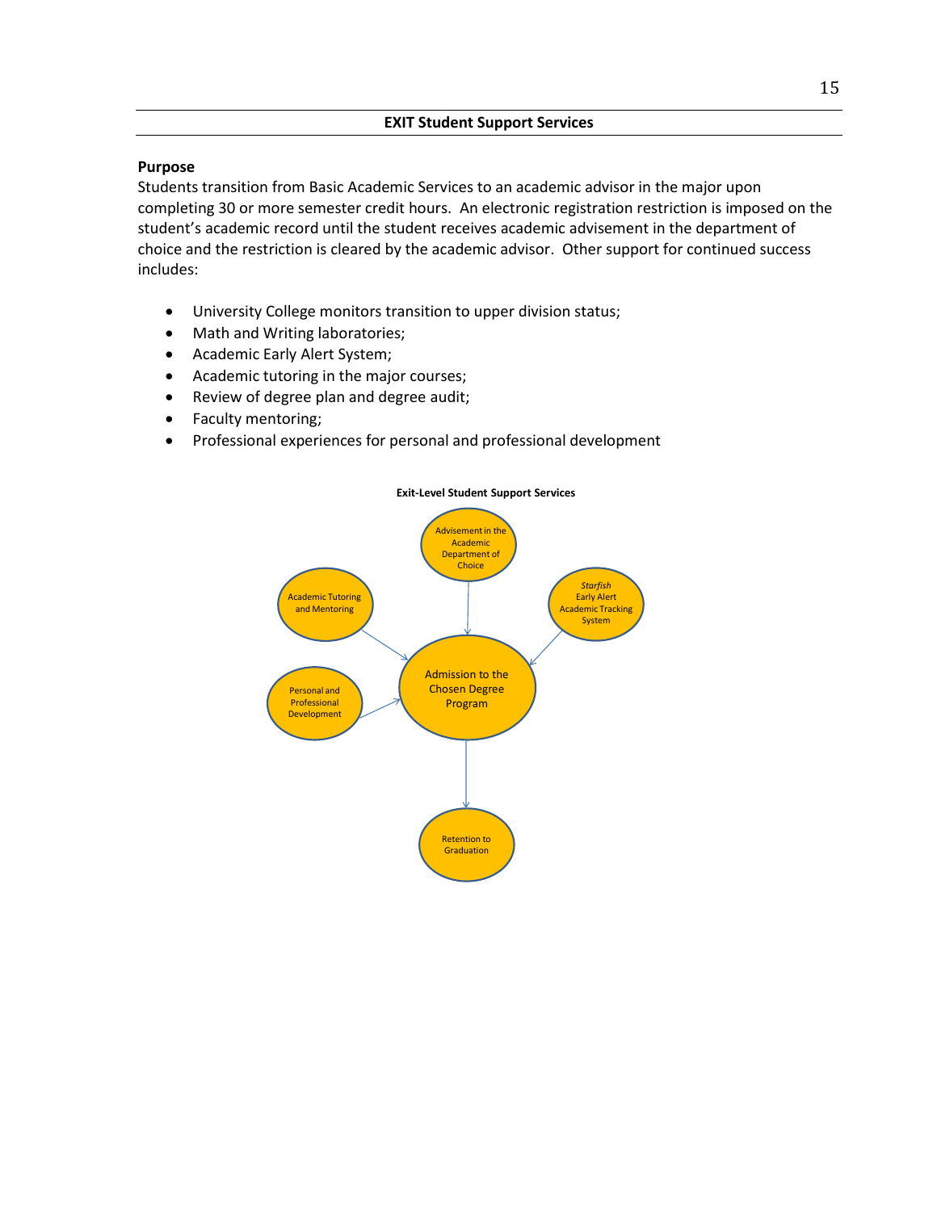**EXIT Student Support Services**

**Purpose**

Students transition from Basic Academic Services to an academic advisor in the major upon completing 30 or more semester credit hours. An electronic registration restriction is imposed on the student's academic record until the student receives academic advisement in the department of choice and the restriction is cleared by the academic advisor. Other support for continued success includes:

- University College monitors transition to upper division status;
- Math and Writing laboratories;
- Academic Early Alert System;
- Academic tutoring in the major courses;
- Review of degree plan and degree audit;
- Faculty mentoring;
- Professional experiences for personal and professional development

**Exit-Level Student Support Services**

Advisement in the Academic Department of Choice

Academic Tutoring and Mentoring

*Starfish* Early Alert Academic Tracking System

Personal and Professional Development

Admission to the Chosen Degree Program

Retention to Graduation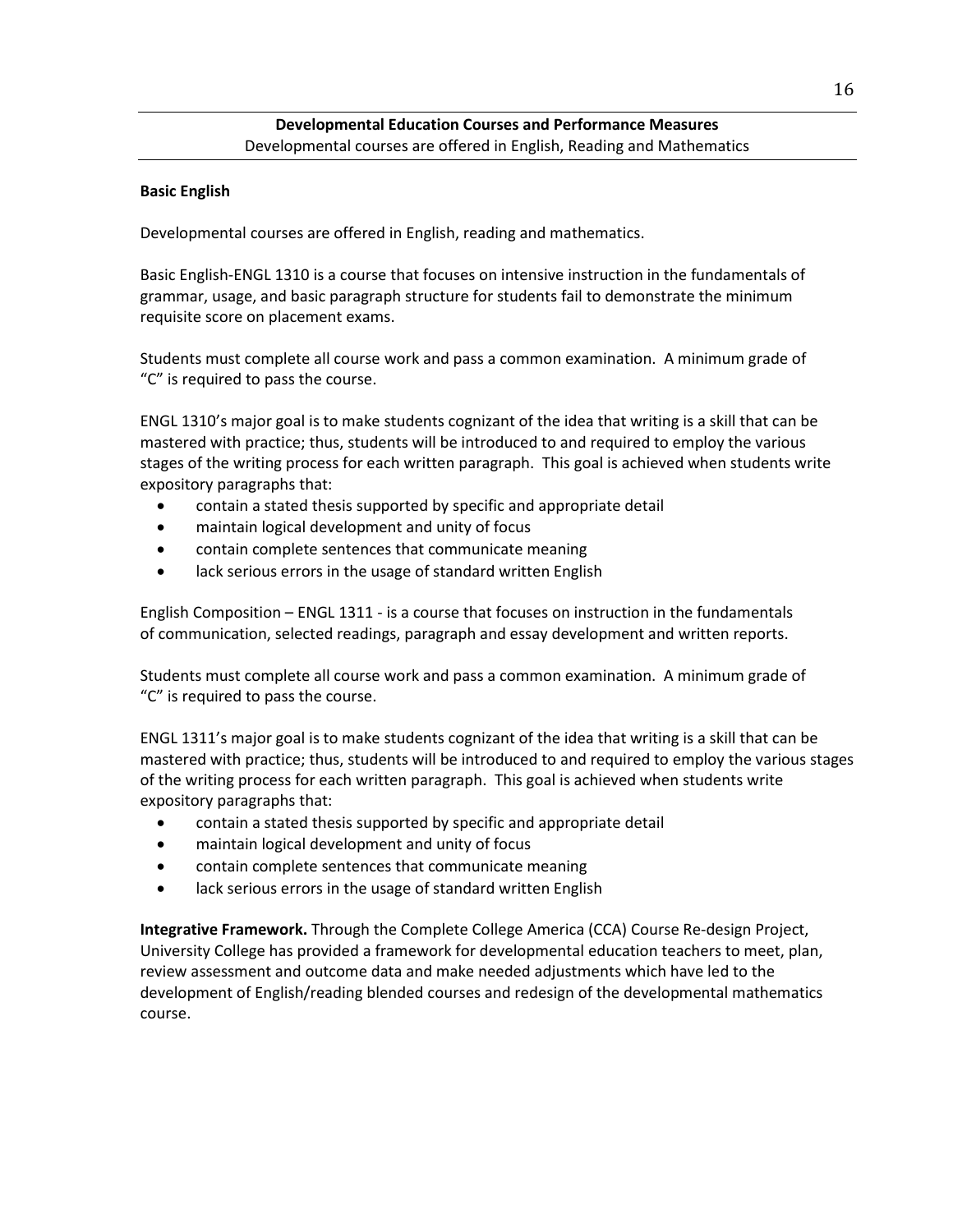## Developmental Education Courses and Performance Measures

Developmental courses are offered in English, Reading and Mathematics

**Basic English**

Developmental courses are offered in English, reading and mathematics.

Basic English-ENGL 1310 is a course that focuses on intensive instruction in the fundamentals of grammar, usage, and basic paragraph structure for students fail to demonstrate the minimum requisite score on placement exams.

Students must complete all course work and pass a common examination. A minimum grade of "C" is required to pass the course.

ENGL 1310's major goal is to make students cognizant of the idea that writing is a skill that can be mastered with practice; thus, students will be introduced to and required to employ the various stages of the writing process for each written paragraph. This goal is achieved when students write expository paragraphs that:

- contain a stated thesis supported by specific and appropriate detail
- maintain logical development and unity of focus
- contain complete sentences that communicate meaning
- lack serious errors in the usage of standard written English

English Composition – ENGL 1311 - is a course that focuses on instruction in the fundamentals of communication, selected readings, paragraph and essay development and written reports.

Students must complete all course work and pass a common examination. A minimum grade of "C" is required to pass the course.

ENGL 1311's major goal is to make students cognizant of the idea that writing is a skill that can be mastered with practice; thus, students will be introduced to and required to employ the various stages of the writing process for each written paragraph. This goal is achieved when students write expository paragraphs that:

- contain a stated thesis supported by specific and appropriate detail
- maintain logical development and unity of focus
- contain complete sentences that communicate meaning
- lack serious errors in the usage of standard written English

**Integrative Framework.** Through the Complete College America (CCA) Course Re-design Project, University College has provided a framework for developmental education teachers to meet, plan, review assessment and outcome data and make needed adjustments which have led to the development of English/reading blended courses and redesign of the developmental mathematics course.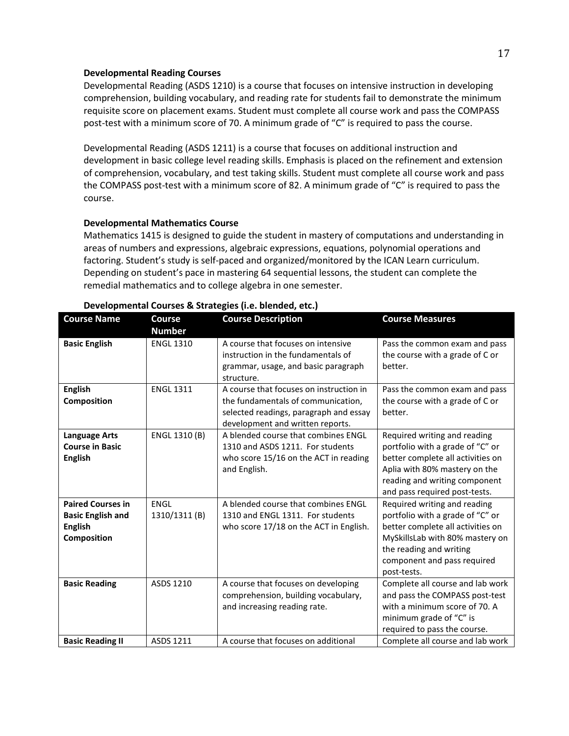**Developmental Reading Courses**

Developmental Reading (ASDS 1210) is a course that focuses on intensive instruction in developing comprehension, building vocabulary, and reading rate for students fail to demonstrate the minimum requisite score on placement exams. Student must complete all course work and pass the COMPASS post-test with a minimum score of 70. A minimum grade of "C" is required to pass the course.

Developmental Reading (ASDS 1211) is a course that focuses on additional instruction and development in basic college level reading skills. Emphasis is placed on the refinement and extension of comprehension, vocabulary, and test taking skills. Student must complete all course work and pass the COMPASS post-test with a minimum score of 82. A minimum grade of "C" is required to pass the course.

**Developmental Mathematics Course**

Mathematics 1415 is designed to guide the student in mastery of computations and understanding in areas of numbers and expressions, algebraic expressions, equations, polynomial operations and factoring. Student's study is self-paced and organized/monitored by the ICAN Learn curriculum. Depending on student's pace in mastering 64 sequential lessons, the student can complete the remedial mathematics and to college algebra in one semester.

**Developmental Courses & Strategies (i.e. blended, etc.)**

| Course Name | Course Number | Course Description | Course Measures |
|---|---|---|---|
| **Basic English** | ENGL 1310 | A course that focuses on intensive instruction in the fundamentals of grammar, usage, and basic paragraph structure. | Pass the common exam and pass the course with a grade of C or better. |
| **English Composition** | ENGL 1311 | A course that focuses on instruction in the fundamentals of communication, selected readings, paragraph and essay development and written reports. | Pass the common exam and pass the course with a grade of C or better. |
| **Language Arts Course in Basic English** | ENGL 1310 (B) | A blended course that combines ENGL 1310 and ASDS 1211. For students who score 15/16 on the ACT in reading and English. | Required writing and reading portfolio with a grade of "C" or better complete all activities on Aplia with 80% mastery on the reading and writing component and pass required post-tests. |
| **Paired Courses in Basic English and English Composition** | ENGL 1310/1311 (B) | A blended course that combines ENGL 1310 and ENGL 1311. For students who score 17/18 on the ACT in English. | Required writing and reading portfolio with a grade of "C" or better complete all activities on MySkillsLab with 80% mastery on the reading and writing component and pass required post-tests. |
| **Basic Reading** | ASDS 1210 | A course that focuses on developing comprehension, building vocabulary, and increasing reading rate. | Complete all course and lab work and pass the COMPASS post-test with a minimum score of 70. A minimum grade of "C" is required to pass the course. |
| **Basic Reading II** | ASDS 1211 | A course that focuses on additional | Complete all course and lab work |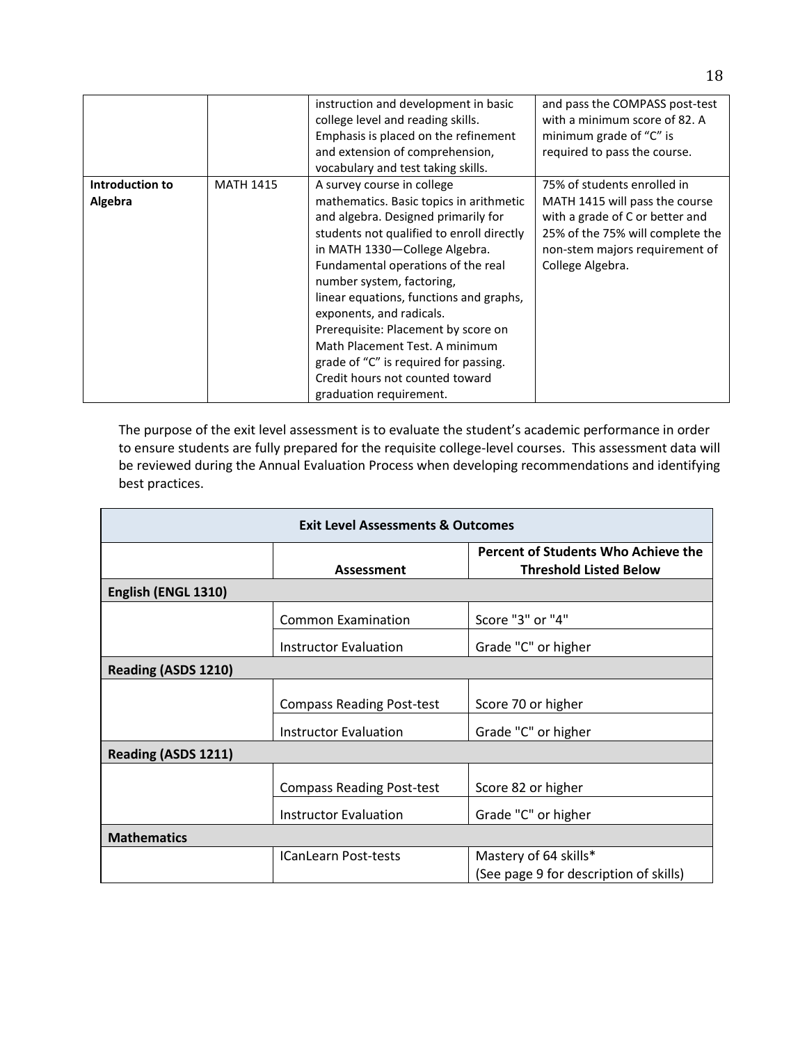| | | instruction and development in basic college level and reading skills. Emphasis is placed on the refinement and extension of comprehension, vocabulary and test taking skills. | and pass the COMPASS post-test with a minimum score of 82. A minimum grade of "C" is required to pass the course. |
|---|---|---|---|
| **Introduction to Algebra** | MATH 1415 | A survey course in college mathematics. Basic topics in arithmetic and algebra. Designed primarily for students not qualified to enroll directly in MATH 1330—College Algebra. Fundamental operations of the real number system, factoring, linear equations, functions and graphs, exponents, and radicals. Prerequisite: Placement by score on Math Placement Test. A minimum grade of "C" is required for passing. Credit hours not counted toward graduation requirement. | 75% of students enrolled in MATH 1415 will pass the course with a grade of C or better and 25% of the 75% will complete the non-stem majors requirement of College Algebra. |

The purpose of the exit level assessment is to evaluate the student's academic performance in order to ensure students are fully prepared for the requisite college-level courses. This assessment data will be reviewed during the Annual Evaluation Process when developing recommendations and identifying best practices.

| **Exit Level Assessments & Outcomes** | | |
|---|---|---|
| | **Assessment** | **Percent of Students Who Achieve the Threshold Listed Below** |
| **English (ENGL 1310)** | | |
| | Common Examination | Score "3" or "4" |
| | Instructor Evaluation | Grade "C" or higher |
| **Reading (ASDS 1210)** | | |
| | Compass Reading Post-test | Score 70 or higher |
| | Instructor Evaluation | Grade "C" or higher |
| **Reading (ASDS 1211)** | | |
| | Compass Reading Post-test | Score 82 or higher |
| | Instructor Evaluation | Grade "C" or higher |
| **Mathematics** | | |
| | ICanLearn Post-tests | Mastery of 64 skills* (See page 9 for description of skills) |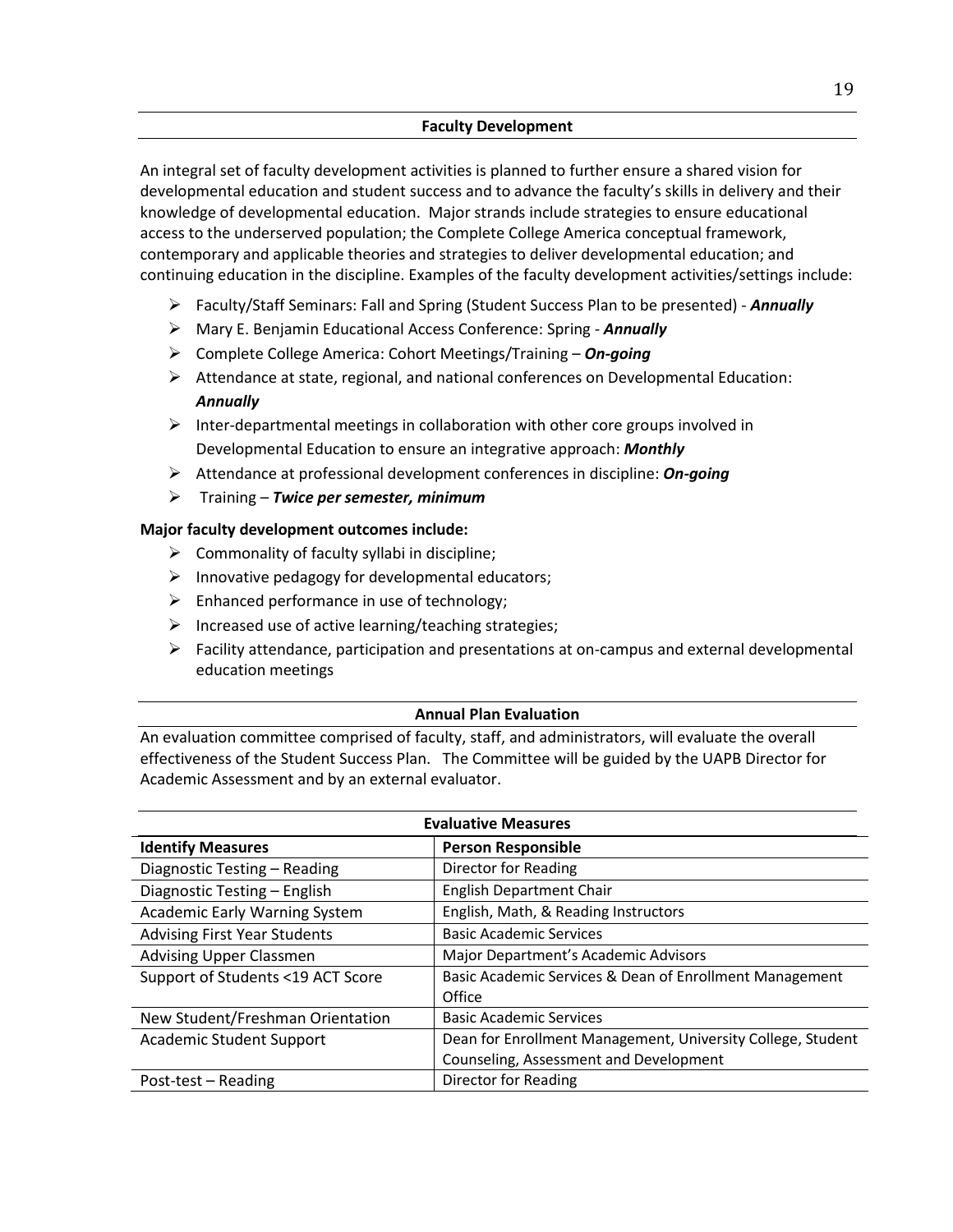## Faculty Development

An integral set of faculty development activities is planned to further ensure a shared vision for developmental education and student success and to advance the faculty's skills in delivery and their knowledge of developmental education. Major strands include strategies to ensure educational access to the underserved population; the Complete College America conceptual framework, contemporary and applicable theories and strategies to deliver developmental education; and continuing education in the discipline. Examples of the faculty development activities/settings include:

- Faculty/Staff Seminars: Fall and Spring (Student Success Plan to be presented) - ***Annually***
- Mary E. Benjamin Educational Access Conference: Spring - ***Annually***
- Complete College America: Cohort Meetings/Training – ***On-going***
- Attendance at state, regional, and national conferences on Developmental Education: ***Annually***
- Inter-departmental meetings in collaboration with other core groups involved in Developmental Education to ensure an integrative approach: ***Monthly***
- Attendance at professional development conferences in discipline: ***On-going***
- Training – ***Twice per semester, minimum***

**Major faculty development outcomes include:**

- Commonality of faculty syllabi in discipline;
- Innovative pedagogy for developmental educators;
- Enhanced performance in use of technology;
- Increased use of active learning/teaching strategies;
- Facility attendance, participation and presentations at on-campus and external developmental education meetings

## Annual Plan Evaluation

An evaluation committee comprised of faculty, staff, and administrators, will evaluate the overall effectiveness of the Student Success Plan. The Committee will be guided by the UAPB Director for Academic Assessment and by an external evaluator.

**Evaluative Measures**

| Identify Measures | Person Responsible |
|---|---|
| Diagnostic Testing – Reading | Director for Reading |
| Diagnostic Testing – English | English Department Chair |
| Academic Early Warning System | English, Math, & Reading Instructors |
| Advising First Year Students | Basic Academic Services |
| Advising Upper Classmen | Major Department's Academic Advisors |
| Support of Students <19 ACT Score | Basic Academic Services & Dean of Enrollment Management Office |
| New Student/Freshman Orientation | Basic Academic Services |
| Academic Student Support | Dean for Enrollment Management, University College, Student Counseling, Assessment and Development |
| Post-test – Reading | Director for Reading |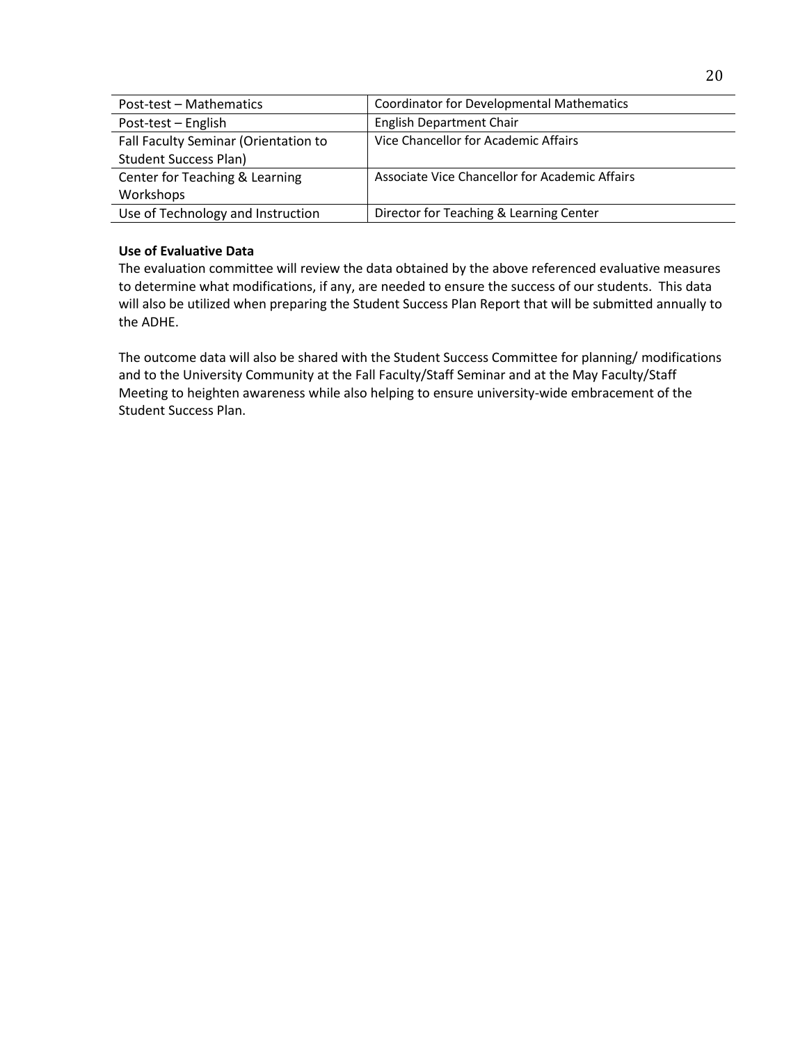| Post-test – Mathematics | Coordinator for Developmental Mathematics |
| --- | --- |
| Post-test – English | English Department Chair |
| Fall Faculty Seminar (Orientation to Student Success Plan) | Vice Chancellor for Academic Affairs |
| Center for Teaching & Learning Workshops | Associate Vice Chancellor for Academic Affairs |
| Use of Technology and Instruction | Director for Teaching & Learning Center |

**Use of Evaluative Data**

The evaluation committee will review the data obtained by the above referenced evaluative measures to determine what modifications, if any, are needed to ensure the success of our students. This data will also be utilized when preparing the Student Success Plan Report that will be submitted annually to the ADHE.

The outcome data will also be shared with the Student Success Committee for planning/ modifications and to the University Community at the Fall Faculty/Staff Seminar and at the May Faculty/Staff Meeting to heighten awareness while also helping to ensure university-wide embracement of the Student Success Plan.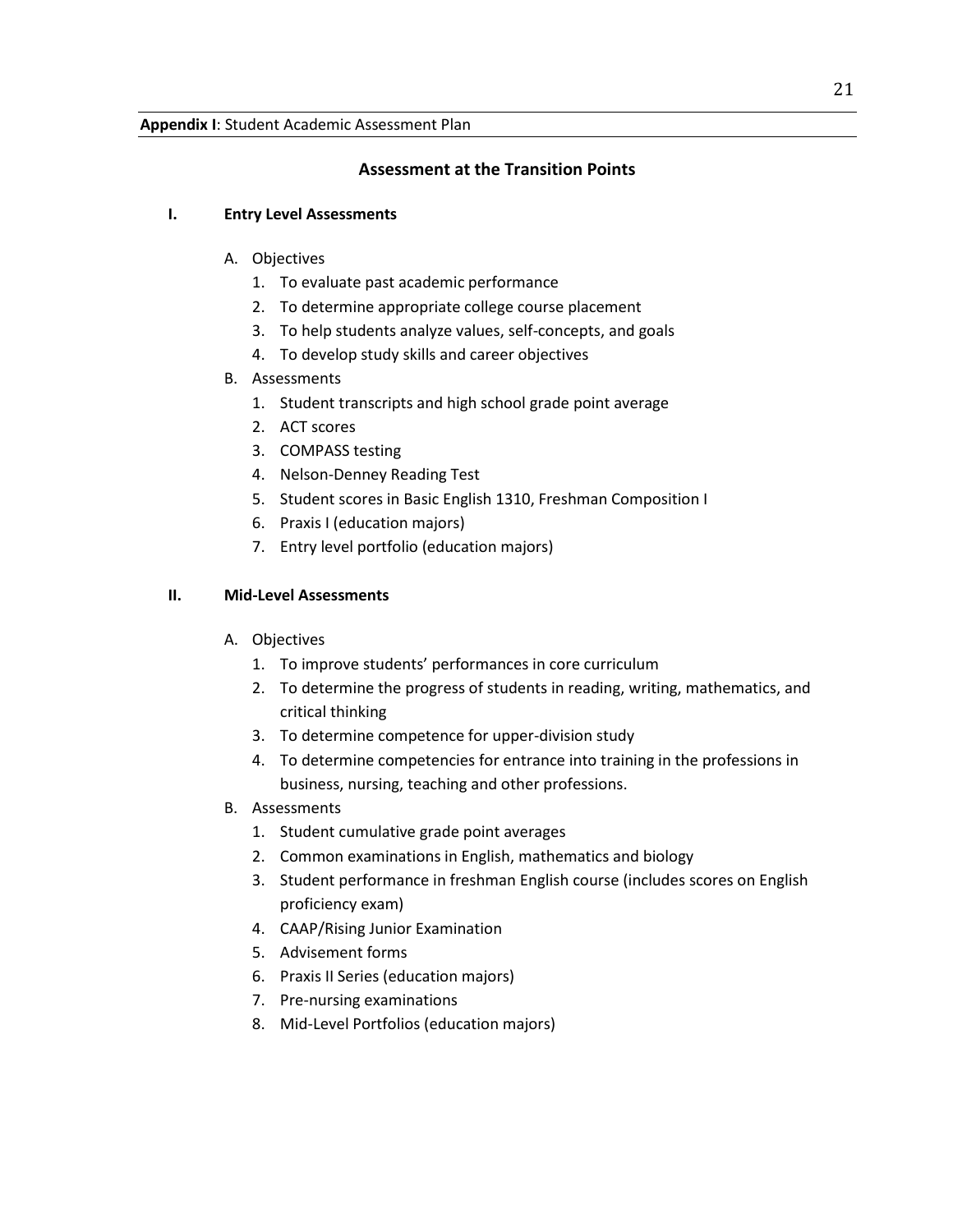**Appendix I**: Student Academic Assessment Plan

## Assessment at the Transition Points

### I. Entry Level Assessments

A. Objectives
   1. To evaluate past academic performance
   2. To determine appropriate college course placement
   3. To help students analyze values, self-concepts, and goals
   4. To develop study skills and career objectives

B. Assessments
   1. Student transcripts and high school grade point average
   2. ACT scores
   3. COMPASS testing
   4. Nelson-Denney Reading Test
   5. Student scores in Basic English 1310, Freshman Composition I
   6. Praxis I (education majors)
   7. Entry level portfolio (education majors)

### II. Mid-Level Assessments

A. Objectives
   1. To improve students' performances in core curriculum
   2. To determine the progress of students in reading, writing, mathematics, and critical thinking
   3. To determine competence for upper-division study
   4. To determine competencies for entrance into training in the professions in business, nursing, teaching and other professions.

B. Assessments
   1. Student cumulative grade point averages
   2. Common examinations in English, mathematics and biology
   3. Student performance in freshman English course (includes scores on English proficiency exam)
   4. CAAP/Rising Junior Examination
   5. Advisement forms
   6. Praxis II Series (education majors)
   7. Pre-nursing examinations
   8. Mid-Level Portfolios (education majors)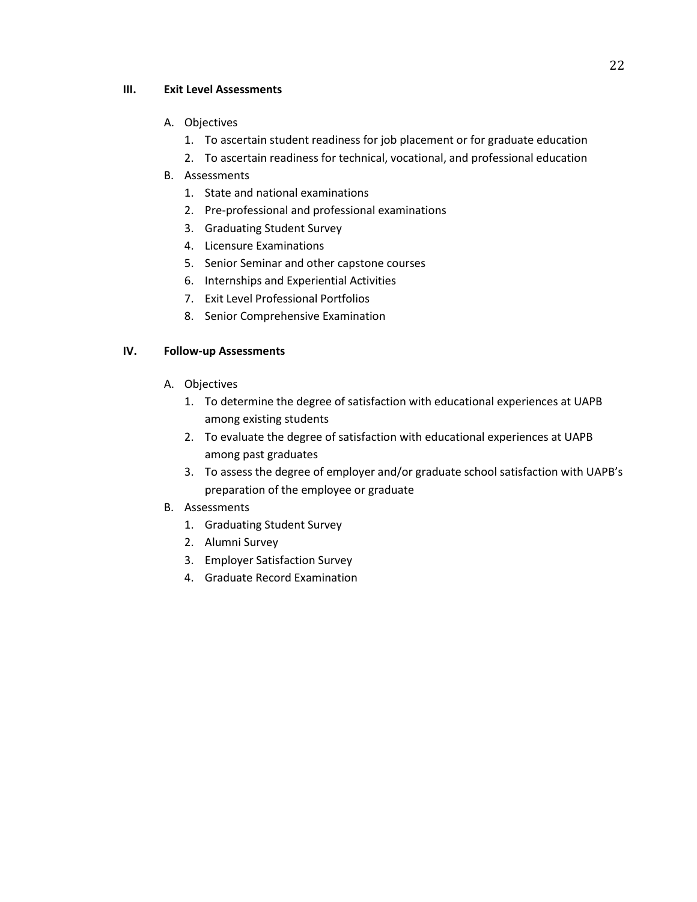**III. Exit Level Assessments**

A. Objectives
   1. To ascertain student readiness for job placement or for graduate education
   2. To ascertain readiness for technical, vocational, and professional education

B. Assessments
   1. State and national examinations
   2. Pre-professional and professional examinations
   3. Graduating Student Survey
   4. Licensure Examinations
   5. Senior Seminar and other capstone courses
   6. Internships and Experiential Activities
   7. Exit Level Professional Portfolios
   8. Senior Comprehensive Examination

**IV. Follow-up Assessments**

A. Objectives
   1. To determine the degree of satisfaction with educational experiences at UAPB among existing students
   2. To evaluate the degree of satisfaction with educational experiences at UAPB among past graduates
   3. To assess the degree of employer and/or graduate school satisfaction with UAPB's preparation of the employee or graduate

B. Assessments
   1. Graduating Student Survey
   2. Alumni Survey
   3. Employer Satisfaction Survey
   4. Graduate Record Examination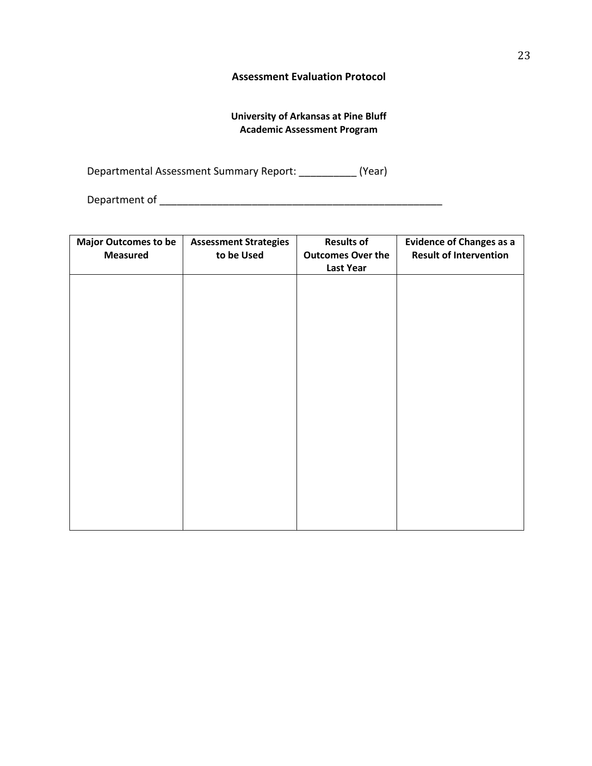**Assessment Evaluation Protocol**

**University of Arkansas at Pine Bluff**
**Academic Assessment Program**

Departmental Assessment Summary Report: __________ (Year)

Department of ___________________________________________________

| Major Outcomes to be Measured | Assessment Strategies to be Used | Results of Outcomes Over the Last Year | Evidence of Changes as a Result of Intervention |
|---|---|---|---|
| | | | |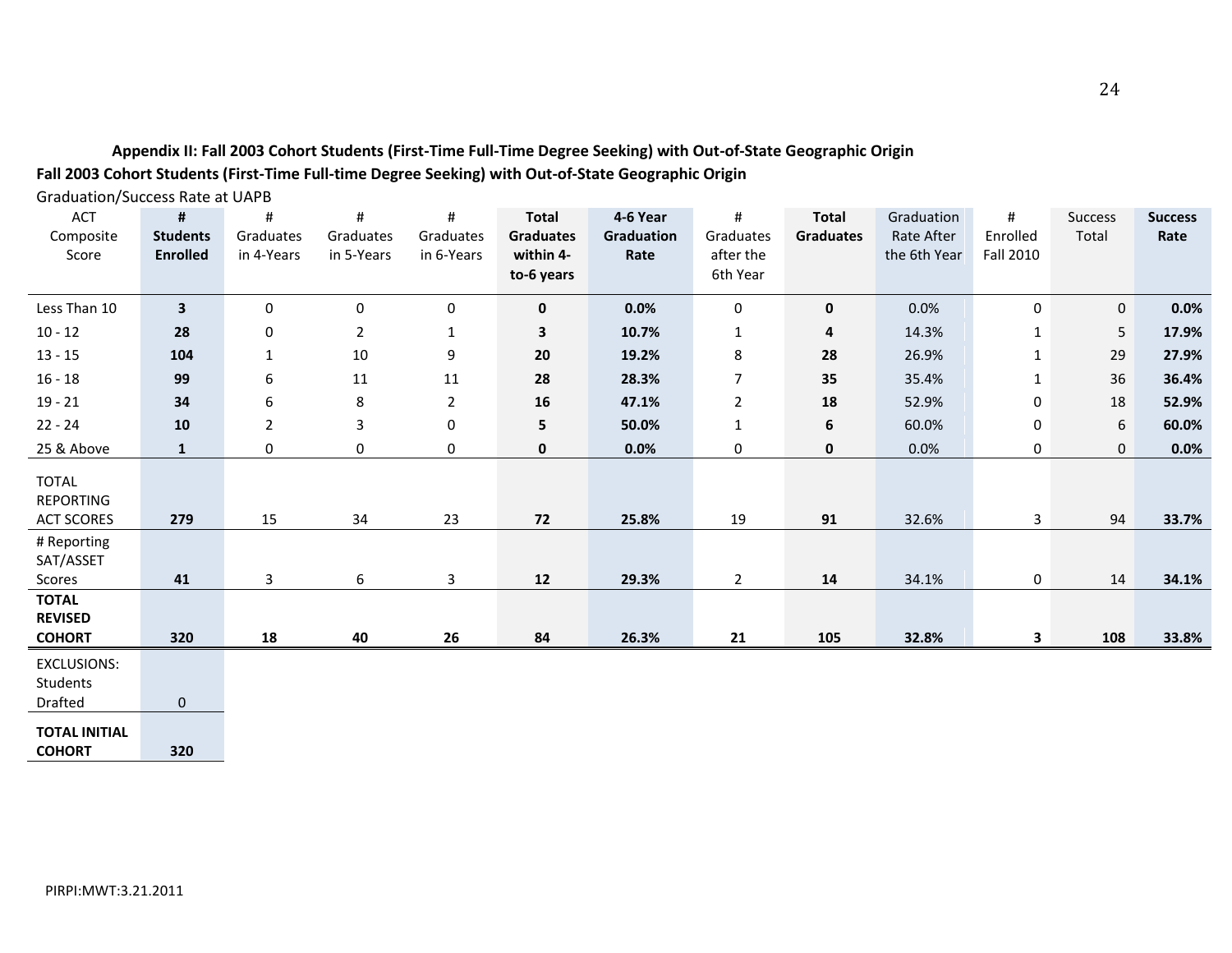### Appendix II: Fall 2003 Cohort Students (First-Time Full-Time Degree Seeking) with Out-of-State Geographic Origin

**Fall 2003 Cohort Students (First-Time Full-time Degree Seeking) with Out-of-State Geographic Origin**

Graduation/Success Rate at UAPB

| ACT Composite Score | **# Students Enrolled** | # Graduates in 4-Years | # Graduates in 5-Years | # Graduates in 6-Years | **Total Graduates within 4-to-6 years** | **4-6 Year Graduation Rate** | # Graduates after the 6th Year | **Total Graduates** | Graduation Rate After the 6th Year | # Enrolled Fall 2010 | Success Total | **Success Rate** |
|---|---|---|---|---|---|---|---|---|---|---|---|---|
| Less Than 10 | **3** | 0 | 0 | 0 | **0** | **0.0%** | 0 | **0** | 0.0% | 0 | 0 | **0.0%** |
| 10 - 12 | **28** | 0 | 2 | 1 | **3** | **10.7%** | 1 | **4** | 14.3% | 1 | 5 | **17.9%** |
| 13 - 15 | **104** | 1 | 10 | 9 | **20** | **19.2%** | 8 | **28** | 26.9% | 1 | 29 | **27.9%** |
| 16 - 18 | **99** | 6 | 11 | 11 | **28** | **28.3%** | 7 | **35** | 35.4% | 1 | 36 | **36.4%** |
| 19 - 21 | **34** | 6 | 8 | 2 | **16** | **47.1%** | 2 | **18** | 52.9% | 0 | 18 | **52.9%** |
| 22 - 24 | **10** | 2 | 3 | 0 | **5** | **50.0%** | 1 | **6** | 60.0% | 0 | 6 | **60.0%** |
| 25 & Above | **1** | 0 | 0 | 0 | **0** | **0.0%** | 0 | **0** | 0.0% | 0 | 0 | **0.0%** |
| TOTAL REPORTING ACT SCORES | **279** | 15 | 34 | 23 | **72** | **25.8%** | 19 | **91** | 32.6% | 3 | 94 | **33.7%** |
| # Reporting SAT/ASSET Scores | **41** | 3 | 6 | 3 | **12** | **29.3%** | 2 | **14** | 34.1% | 0 | 14 | **34.1%** |
| **TOTAL REVISED COHORT** | **320** | **18** | **40** | **26** | **84** | **26.3%** | **21** | **105** | **32.8%** | **3** | **108** | **33.8%** |
| EXCLUSIONS: Students Drafted | 0 | | | | | | | | | | | |
| **TOTAL INITIAL COHORT** | **320** | | | | | | | | | | | |

PIRPI:MWT:3.21.2011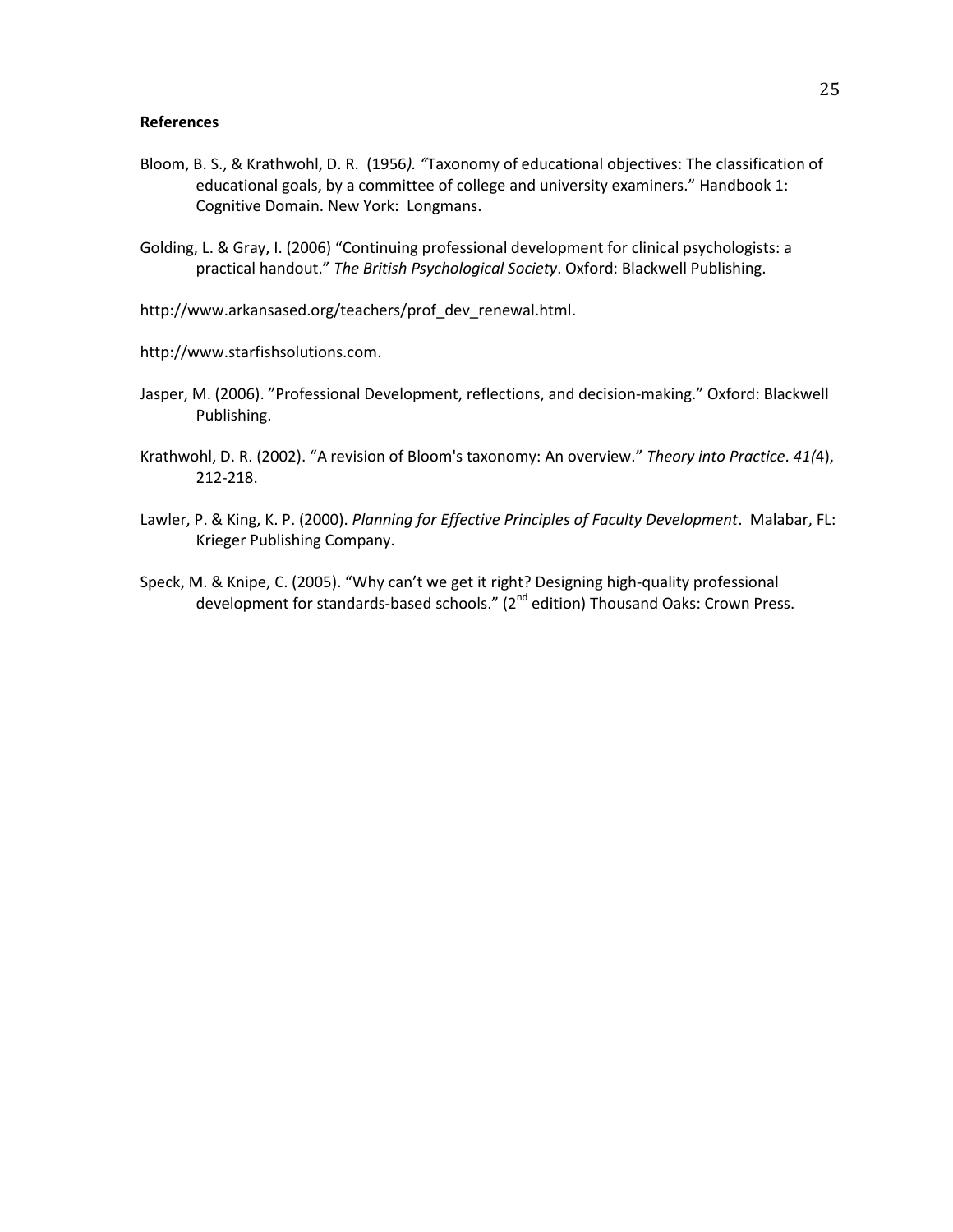**References**

Bloom, B. S., & Krathwohl, D. R. (1956*). "*Taxonomy of educational objectives: The classification of educational goals, by a committee of college and university examiners." Handbook 1: Cognitive Domain. New York: Longmans.

Golding, L. & Gray, I. (2006) "Continuing professional development for clinical psychologists: a practical handout." *The British Psychological Society*. Oxford: Blackwell Publishing.

http://www.arkansased.org/teachers/prof_dev_renewal.html.

http://www.starfishsolutions.com.

Jasper, M. (2006). "Professional Development, reflections, and decision-making." Oxford: Blackwell Publishing.

Krathwohl, D. R. (2002). "A revision of Bloom's taxonomy: An overview." *Theory into Practice*. *41(*4), 212-218.

Lawler, P. & King, K. P. (2000). *Planning for Effective Principles of Faculty Development*. Malabar, FL: Krieger Publishing Company.

Speck, M. & Knipe, C. (2005). "Why can't we get it right? Designing high-quality professional development for standards-based schools." (2nd edition) Thousand Oaks: Crown Press.